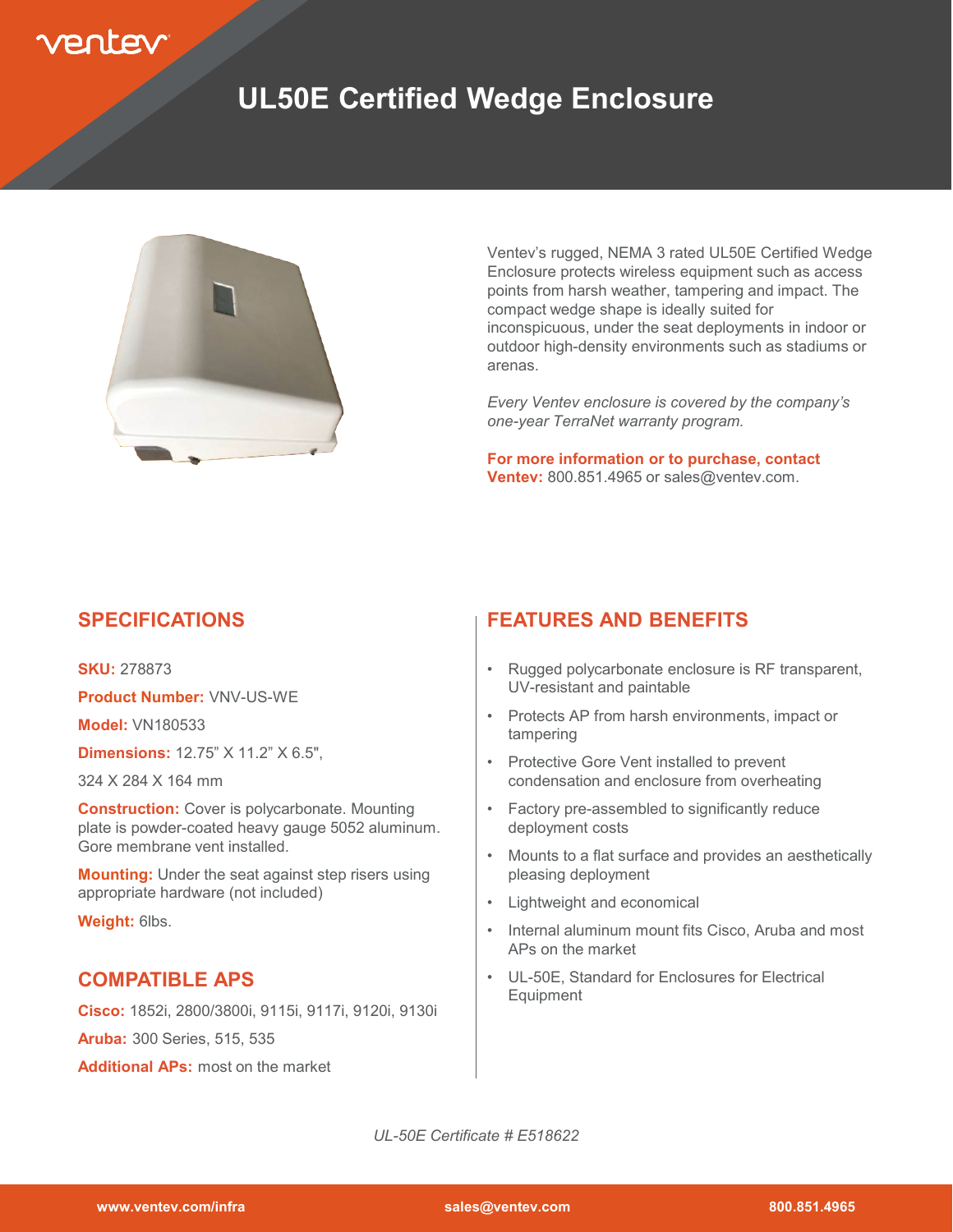# UL50E Certified Wedge Enclosure

Ventev's rugged, NEMA 3 rated UL50E Certified Wedge Enclosure protects wireless equipment such as access points from harsh weather, tampering and impact. The compact wedge shape is ideally suited for inconspicuous, under the seat deployments in indoor or outdoor high-density environments such as stadiums or arenas.

*Every Ventev enclosure is covered by the company's one-year TerraNet warranty program.*

**For more information or to purchase, contact Ventev:** 800.851.4965 or sales@ventev.com.

## SPECIFICATIONS

**SKU:** 278873

**Product Number:** VNV-US-WE

**Model:** VN180533

**Dimensions:** 12.75" X 11.2" X 6.5",

324 X 284 X 164 mm

**Construction:** Cover is polycarbonate. Mounting plate is powder-coated heavy gauge 5052 aluminum. Gore membrane vent installed.

**Mounting:** Under the seat against step risers using appropriate hardware (not included)

**Weight:** 6lbs.

## COMPATIBLE APS

**Cisco:** 1852i, 2800/3800i, 9115i, 9117i, 9120i, 9130i

**Aruba:** 300 Series, 515, 535

**Additional APs:** most on the market

## FEATURES AND BENEFITS

- Rugged polycarbonate enclosure is RF transparent, UV-resistant and paintable
- Protects AP from harsh environments, impact or tampering
- Protective Gore Vent installed to prevent condensation and enclosure from overheating
- Factory pre-assembled to significantly reduce deployment costs
- Mounts to a flat surface and provides an aesthetically pleasing deployment
- Lightweight and economical
- Internal aluminum mount fits Cisco, Aruba and most APs on the market
- UL-50E, Standard for Enclosures for Electrical Equipment

*UL-50E Certificate # E518622*

www.ventev.com/infra | sales@ventev.com | 800.851.4965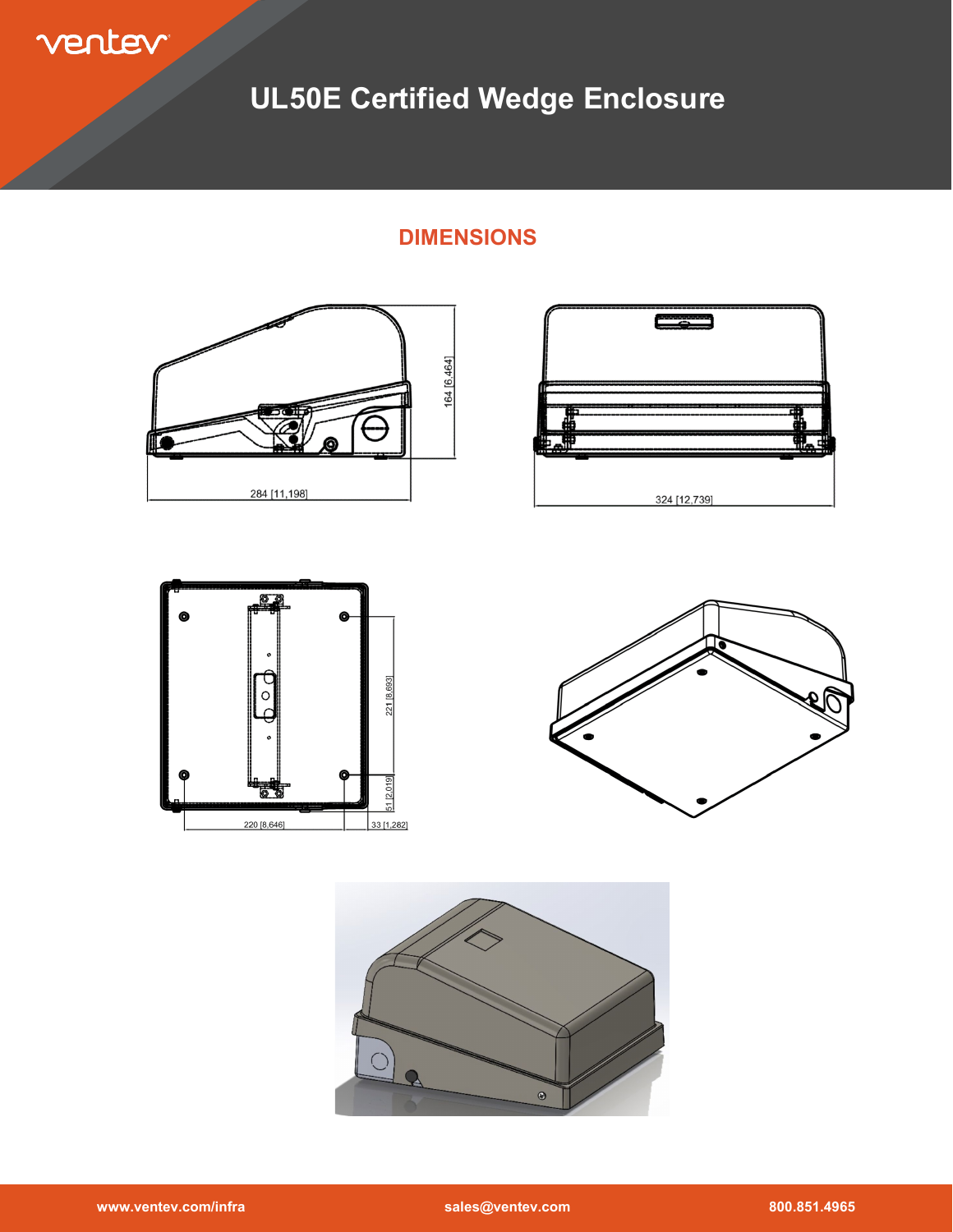# UL50E Certified Wedge Enclosure

## DIMENSIONS

164 [6,464]

284 [11,198]

324 [12,739]

221 [8,693]

51 [2,019]

220 [8,646]

33 [1,282]

www.ventev.com/infra sales@ventev.com 800.851.4965